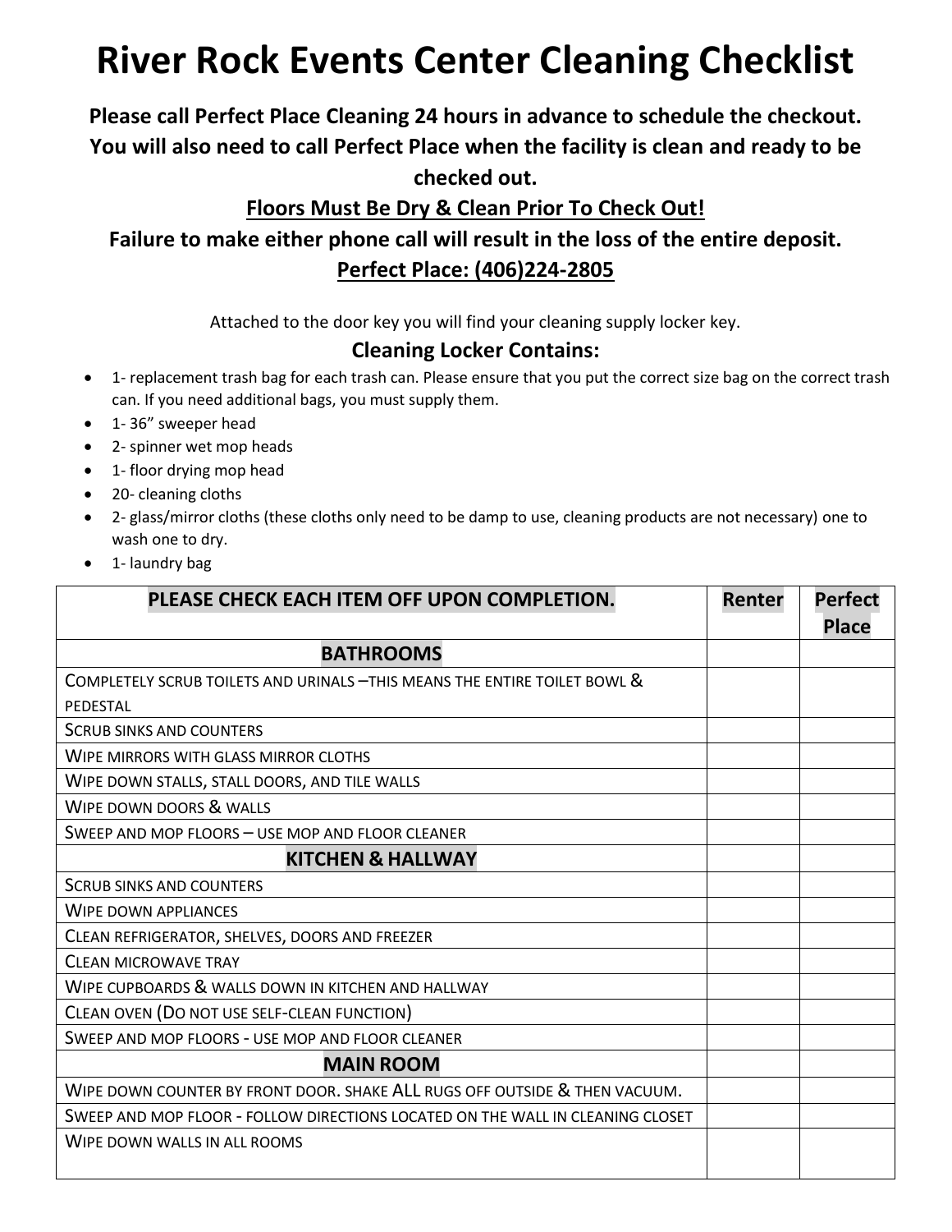# River Rock Events Center Cleaning Checklist

**Please call Perfect Place Cleaning 24 hours in advance to schedule the checkout. You will also need to call Perfect Place when the facility is clean and ready to be checked out.**

**<u>Floors Must Be Dry & Clean Prior To Check Out!</u>**

**Failure to make either phone call will result in the loss of the entire deposit.**

**<u>Perfect Place: (406)224-2805</u>**

Attached to the door key you will find your cleaning supply locker key.

### Cleaning Locker Contains:

- 1- replacement trash bag for each trash can. Please ensure that you put the correct size bag on the correct trash can. If you need additional bags, you must supply them.
- 1- 36" sweeper head
- 2- spinner wet mop heads
- 1- floor drying mop head
- 20- cleaning cloths
- 2- glass/mirror cloths (these cloths only need to be damp to use, cleaning products are not necessary) one to wash one to dry.
- 1- laundry bag

| PLEASE CHECK EACH ITEM OFF UPON COMPLETION. | Renter | Perfect Place |
|---|---|---|
| **BATHROOMS** | | |
| COMPLETELY SCRUB TOILETS AND URINALS –THIS MEANS THE ENTIRE TOILET BOWL & PEDESTAL | | |
| SCRUB SINKS AND COUNTERS | | |
| WIPE MIRRORS WITH GLASS MIRROR CLOTHS | | |
| WIPE DOWN STALLS, STALL DOORS, AND TILE WALLS | | |
| WIPE DOWN DOORS & WALLS | | |
| SWEEP AND MOP FLOORS – USE MOP AND FLOOR CLEANER | | |
| **KITCHEN & HALLWAY** | | |
| SCRUB SINKS AND COUNTERS | | |
| WIPE DOWN APPLIANCES | | |
| CLEAN REFRIGERATOR, SHELVES, DOORS AND FREEZER | | |
| CLEAN MICROWAVE TRAY | | |
| WIPE CUPBOARDS & WALLS DOWN IN KITCHEN AND HALLWAY | | |
| CLEAN OVEN (DO NOT USE SELF-CLEAN FUNCTION) | | |
| SWEEP AND MOP FLOORS - USE MOP AND FLOOR CLEANER | | |
| **MAIN ROOM** | | |
| WIPE DOWN COUNTER BY FRONT DOOR. SHAKE ALL RUGS OFF OUTSIDE & THEN VACUUM. | | |
| SWEEP AND MOP FLOOR - FOLLOW DIRECTIONS LOCATED ON THE WALL IN CLEANING CLOSET | | |
| WIPE DOWN WALLS IN ALL ROOMS | | |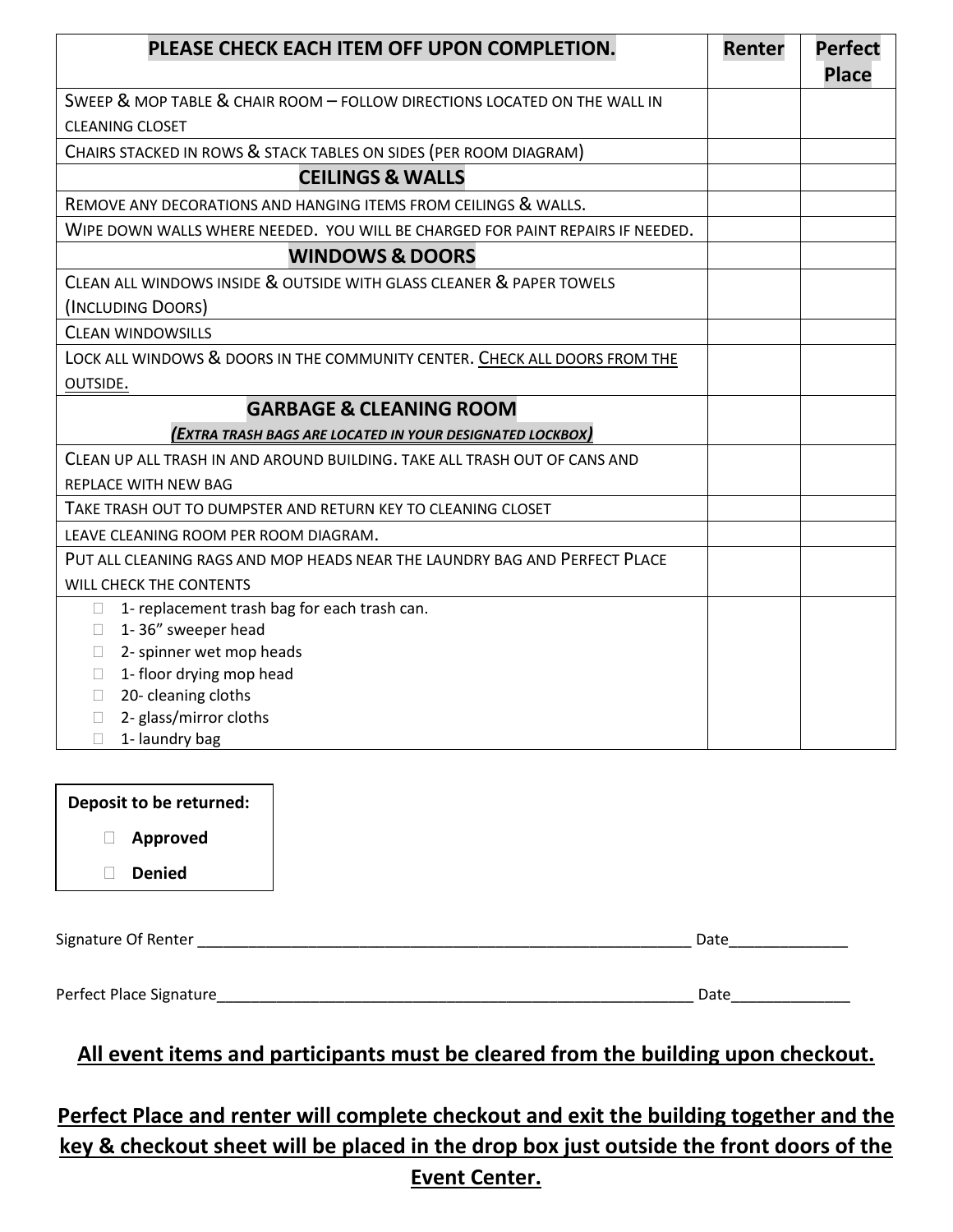| PLEASE CHECK EACH ITEM OFF UPON COMPLETION. | Renter | Perfect Place |
|---|---|---|
| Sweep & mop table & chair room – follow directions located on the wall in cleaning closet | | |
| Chairs stacked in rows & stack tables on sides (per room diagram) | | |
| **CEILINGS & WALLS** | | |
| Remove any decorations and hanging items from ceilings & walls. | | |
| Wipe down walls where needed. You will be charged for paint repairs if needed. | | |
| **WINDOWS & DOORS** | | |
| Clean all windows inside & outside with glass cleaner & paper towels (Including Doors) | | |
| Clean windowsills | | |
| Lock all windows & doors in the community center. <u>Check all doors from the outside.</u> | | |
| **GARBAGE & CLEANING ROOM** ***<u>(Extra trash bags are located in your designated lockbox)</u>*** | | |
| Clean up all trash in and around building. Take all trash out of cans and replace with new bag | | |
| Take trash out to dumpster and return key to cleaning closet | | |
| leave cleaning room per room diagram. | | |
| Put all cleaning rags and mop heads near the laundry bag and Perfect Place will check the contents | | |
| ☐ 1- replacement trash bag for each trash can.<br>☐ 1- 36" sweeper head<br>☐ 2- spinner wet mop heads<br>☐ 1- floor drying mop head<br>☐ 20- cleaning cloths<br>☐ 2- glass/mirror cloths<br>☐ 1- laundry bag | | |

**Deposit to be returned:**

- ☐ **Approved**
- ☐ **Denied**

Signature Of Renter ____________________________________________________________ Date______________

Perfect Place Signature__________________________________________________________ Date______________

**<u>All event items and participants must be cleared from the building upon checkout.</u>**

**<u>Perfect Place and renter will complete checkout and exit the building together and the key & checkout sheet will be placed in the drop box just outside the front doors of the Event Center.</u>**